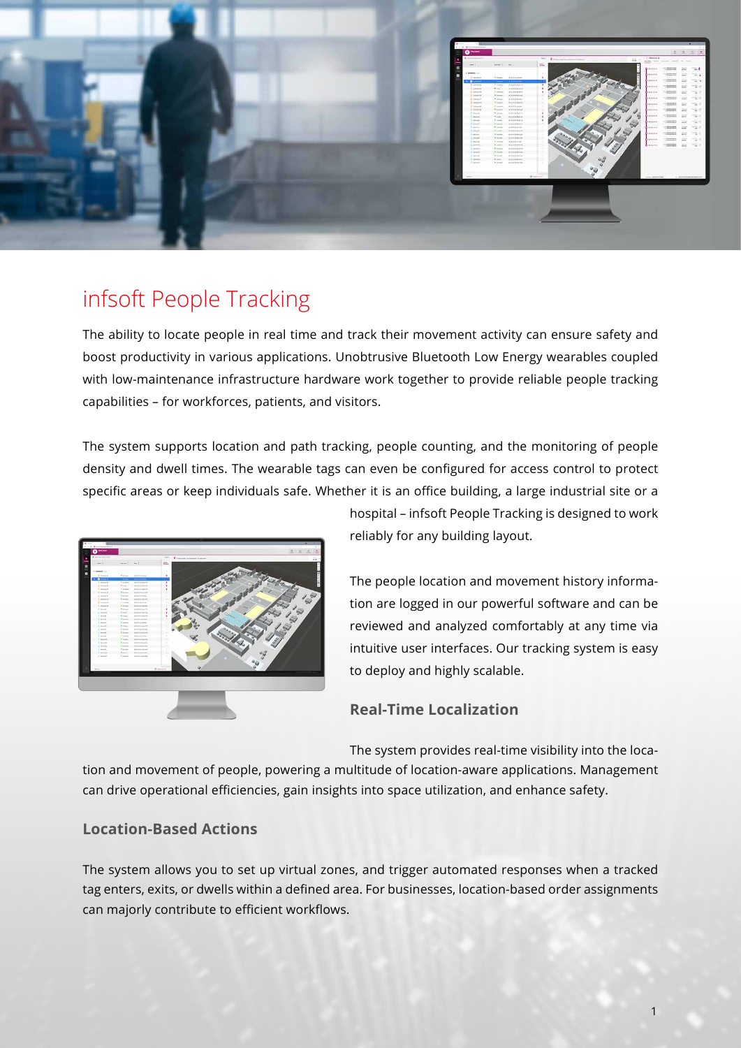# infsoft People Tracking

The ability to locate people in real time and track their movement activity can ensure safety and boost productivity in various applications. Unobtrusive Bluetooth Low Energy wearables coupled with low-maintenance infrastructure hardware work together to provide reliable people tracking capabilities – for workforces, patients, and visitors.

The system supports location and path tracking, people counting, and the monitoring of people density and dwell times. The wearable tags can even be configured for access control to protect specific areas or keep individuals safe. Whether it is an office building, a large industrial site or a hospital – infsoft People Tracking is designed to work reliably for any building layout.

The people location and movement history information are logged in our powerful software and can be reviewed and analyzed comfortably at any time via intuitive user interfaces. Our tracking system is easy to deploy and highly scalable.

## Real-Time Localization

The system provides real-time visibility into the location and movement of people, powering a multitude of location-aware applications. Management can drive operational efficiencies, gain insights into space utilization, and enhance safety.

## Location-Based Actions

The system allows you to set up virtual zones, and trigger automated responses when a tracked tag enters, exits, or dwells within a defined area. For businesses, location-based order assignments can majorly contribute to efficient workflows.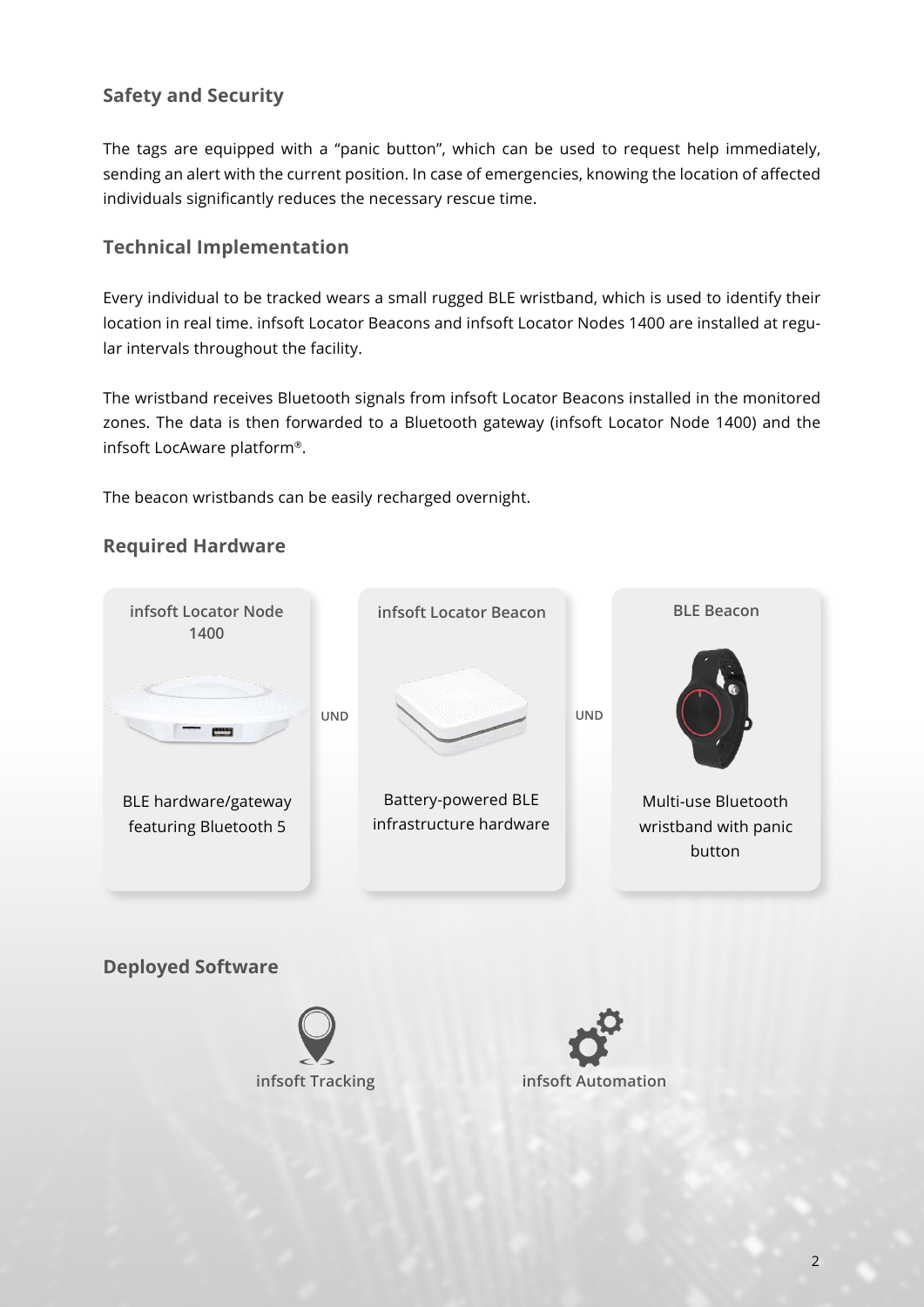## Safety and Security

The tags are equipped with a "panic button", which can be used to request help immediately, sending an alert with the current position. In case of emergencies, knowing the location of affected individuals significantly reduces the necessary rescue time.

## Technical Implementation

Every individual to be tracked wears a small rugged BLE wristband, which is used to identify their location in real time. infsoft Locator Beacons and infsoft Locator Nodes 1400 are installed at regular intervals throughout the facility.

The wristband receives Bluetooth signals from infsoft Locator Beacons installed in the monitored zones. The data is then forwarded to a Bluetooth gateway (infsoft Locator Node 1400) and the infsoft LocAware platform®.

The beacon wristbands can be easily recharged overnight.

## Required Hardware

**infsoft Locator Node 1400**

BLE hardware/gateway featuring Bluetooth 5

UND

**infsoft Locator Beacon**

Battery-powered BLE infrastructure hardware

UND

**BLE Beacon**

Multi-use Bluetooth wristband with panic button

## Deployed Software

infsoft Tracking

infsoft Automation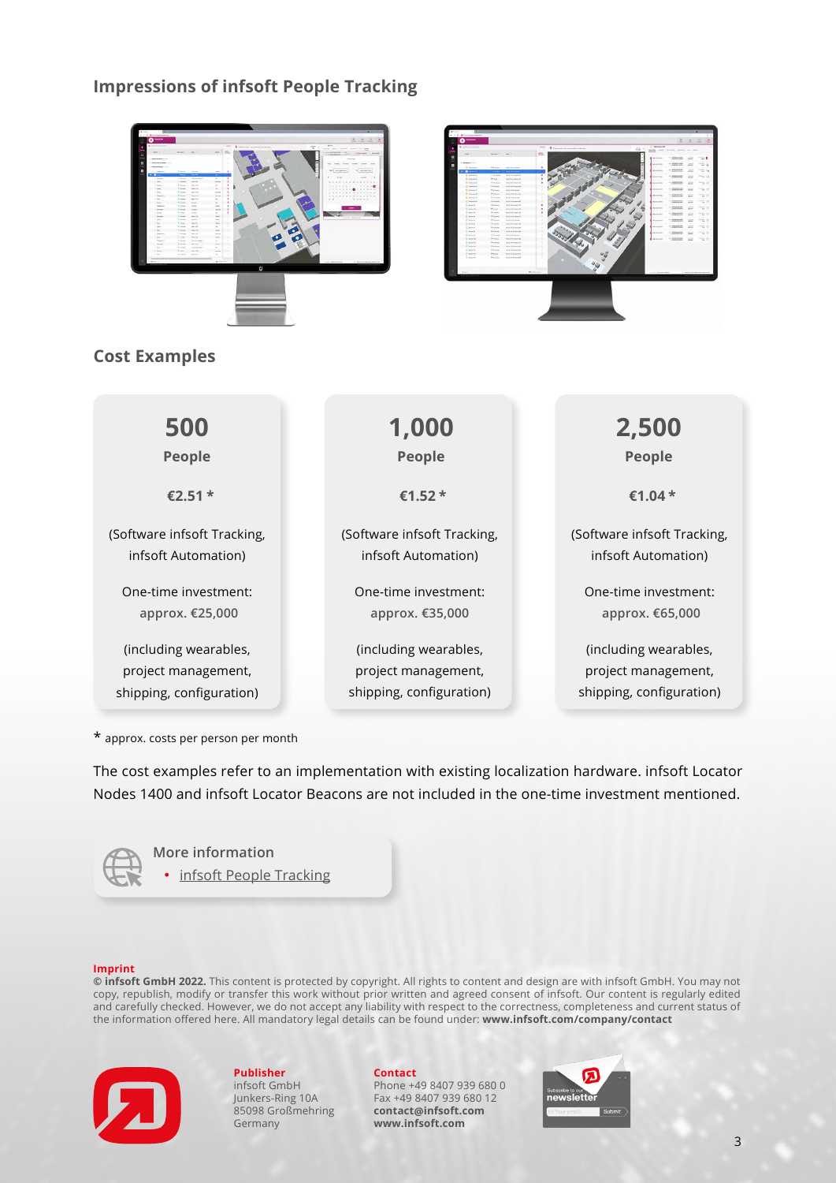## Impressions of infsoft People Tracking

## Cost Examples

| 500 People | 1,000 People | 2,500 People |
|---|---|---|
| €2.51 * | €1.52 * | €1.04 * |
| (Software infsoft Tracking, infsoft Automation) | (Software infsoft Tracking, infsoft Automation) | (Software infsoft Tracking, infsoft Automation) |
| One-time investment: approx. €25,000 | One-time investment: approx. €35,000 | One-time investment: approx. €65,000 |
| (including wearables, project management, shipping, configuration) | (including wearables, project management, shipping, configuration) | (including wearables, project management, shipping, configuration) |

* approx. costs per person per month

The cost examples refer to an implementation with existing localization hardware. infsoft Locator Nodes 1400 and infsoft Locator Beacons are not included in the one-time investment mentioned.

More information

- infsoft People Tracking

**Imprint**
**© infsoft GmbH 2022.** This content is protected by copyright. All rights to content and design are with infsoft GmbH. You may not copy, republish, modify or transfer this work without prior written and agreed consent of infsoft. Our content is regularly edited and carefully checked. However, we do not accept any liability with respect to the correctness, completeness and current status of the information offered here. All mandatory legal details can be found under: **www.infsoft.com/company/contact**

**Publisher**
infsoft GmbH
Junkers-Ring 10A
85098 Großmehring
Germany

**Contact**
Phone +49 8407 939 680 0
Fax +49 8407 939 680 12
**contact@infsoft.com**
**www.infsoft.com**